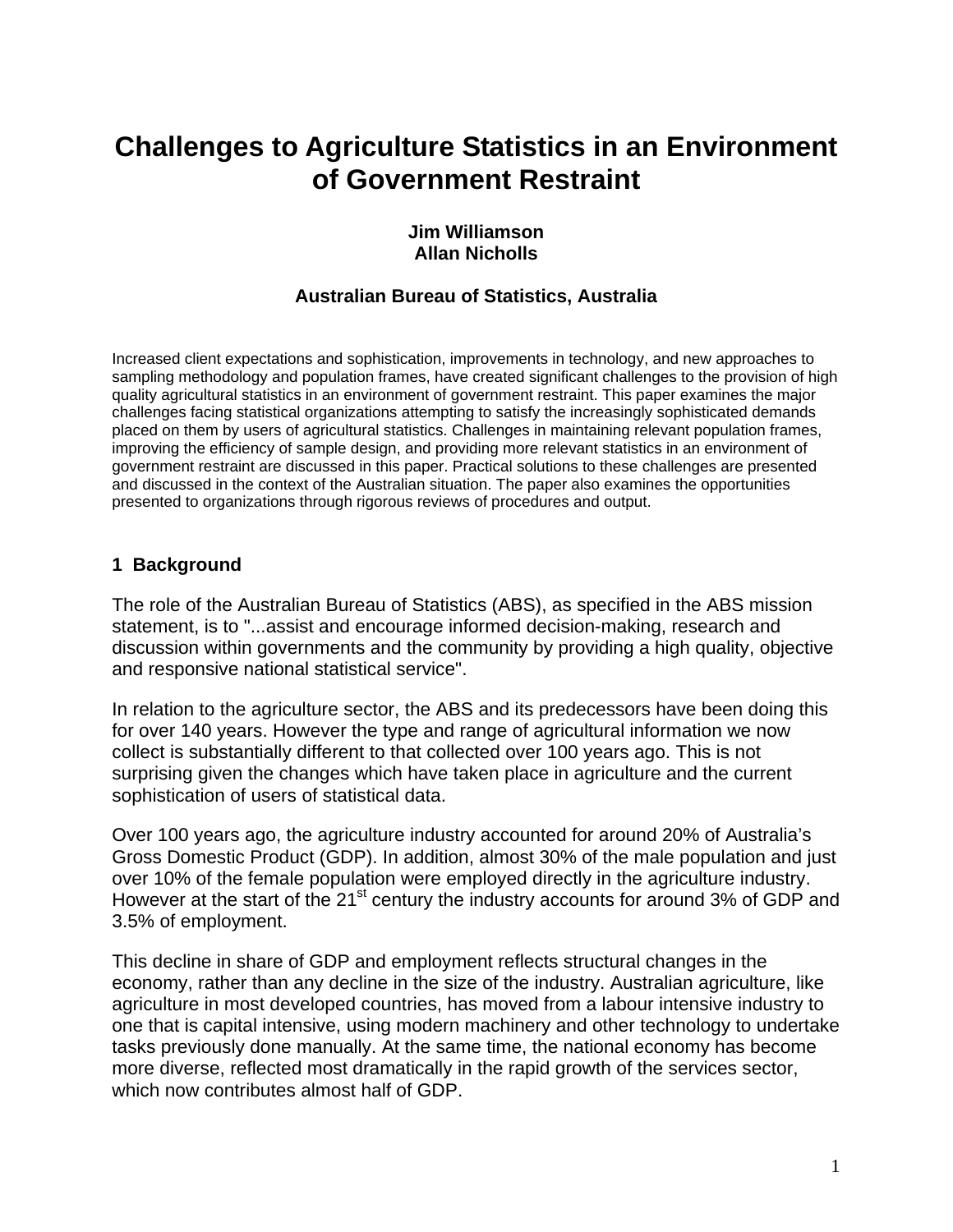# Challenges to Agriculture Statistics in an Environment of Government Restraint

**Jim Williamson**
**Allan Nicholls**

**Australian Bureau of Statistics, Australia**

Increased client expectations and sophistication, improvements in technology, and new approaches to sampling methodology and population frames, have created significant challenges to the provision of high quality agricultural statistics in an environment of government restraint. This paper examines the major challenges facing statistical organizations attempting to satisfy the increasingly sophisticated demands placed on them by users of agricultural statistics. Challenges in maintaining relevant population frames, improving the efficiency of sample design, and providing more relevant statistics in an environment of government restraint are discussed in this paper. Practical solutions to these challenges are presented and discussed in the context of the Australian situation. The paper also examines the opportunities presented to organizations through rigorous reviews of procedures and output.

## 1 Background

The role of the Australian Bureau of Statistics (ABS), as specified in the ABS mission statement, is to "...assist and encourage informed decision-making, research and discussion within governments and the community by providing a high quality, objective and responsive national statistical service".

In relation to the agriculture sector, the ABS and its predecessors have been doing this for over 140 years. However the type and range of agricultural information we now collect is substantially different to that collected over 100 years ago. This is not surprising given the changes which have taken place in agriculture and the current sophistication of users of statistical data.

Over 100 years ago, the agriculture industry accounted for around 20% of Australia's Gross Domestic Product (GDP). In addition, almost 30% of the male population and just over 10% of the female population were employed directly in the agriculture industry. However at the start of the 21st century the industry accounts for around 3% of GDP and 3.5% of employment.

This decline in share of GDP and employment reflects structural changes in the economy, rather than any decline in the size of the industry. Australian agriculture, like agriculture in most developed countries, has moved from a labour intensive industry to one that is capital intensive, using modern machinery and other technology to undertake tasks previously done manually. At the same time, the national economy has become more diverse, reflected most dramatically in the rapid growth of the services sector, which now contributes almost half of GDP.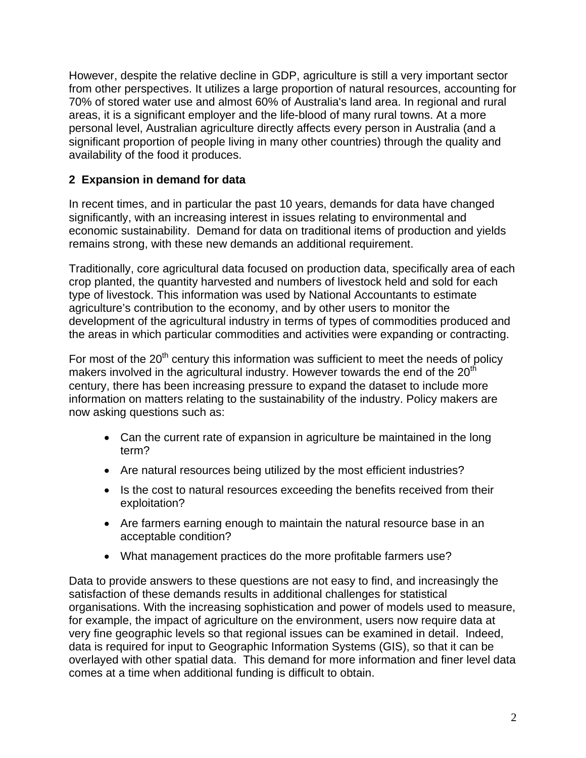However, despite the relative decline in GDP, agriculture is still a very important sector from other perspectives. It utilizes a large proportion of natural resources, accounting for 70% of stored water use and almost 60% of Australia's land area. In regional and rural areas, it is a significant employer and the life-blood of many rural towns. At a more personal level, Australian agriculture directly affects every person in Australia (and a significant proportion of people living in many other countries) through the quality and availability of the food it produces.

## 2 Expansion in demand for data

In recent times, and in particular the past 10 years, demands for data have changed significantly, with an increasing interest in issues relating to environmental and economic sustainability. Demand for data on traditional items of production and yields remains strong, with these new demands an additional requirement.

Traditionally, core agricultural data focused on production data, specifically area of each crop planted, the quantity harvested and numbers of livestock held and sold for each type of livestock. This information was used by National Accountants to estimate agriculture's contribution to the economy, and by other users to monitor the development of the agricultural industry in terms of types of commodities produced and the areas in which particular commodities and activities were expanding or contracting.

For most of the 20th century this information was sufficient to meet the needs of policy makers involved in the agricultural industry. However towards the end of the 20th century, there has been increasing pressure to expand the dataset to include more information on matters relating to the sustainability of the industry. Policy makers are now asking questions such as:

- Can the current rate of expansion in agriculture be maintained in the long term?
- Are natural resources being utilized by the most efficient industries?
- Is the cost to natural resources exceeding the benefits received from their exploitation?
- Are farmers earning enough to maintain the natural resource base in an acceptable condition?
- What management practices do the more profitable farmers use?

Data to provide answers to these questions are not easy to find, and increasingly the satisfaction of these demands results in additional challenges for statistical organisations. With the increasing sophistication and power of models used to measure, for example, the impact of agriculture on the environment, users now require data at very fine geographic levels so that regional issues can be examined in detail. Indeed, data is required for input to Geographic Information Systems (GIS), so that it can be overlayed with other spatial data. This demand for more information and finer level data comes at a time when additional funding is difficult to obtain.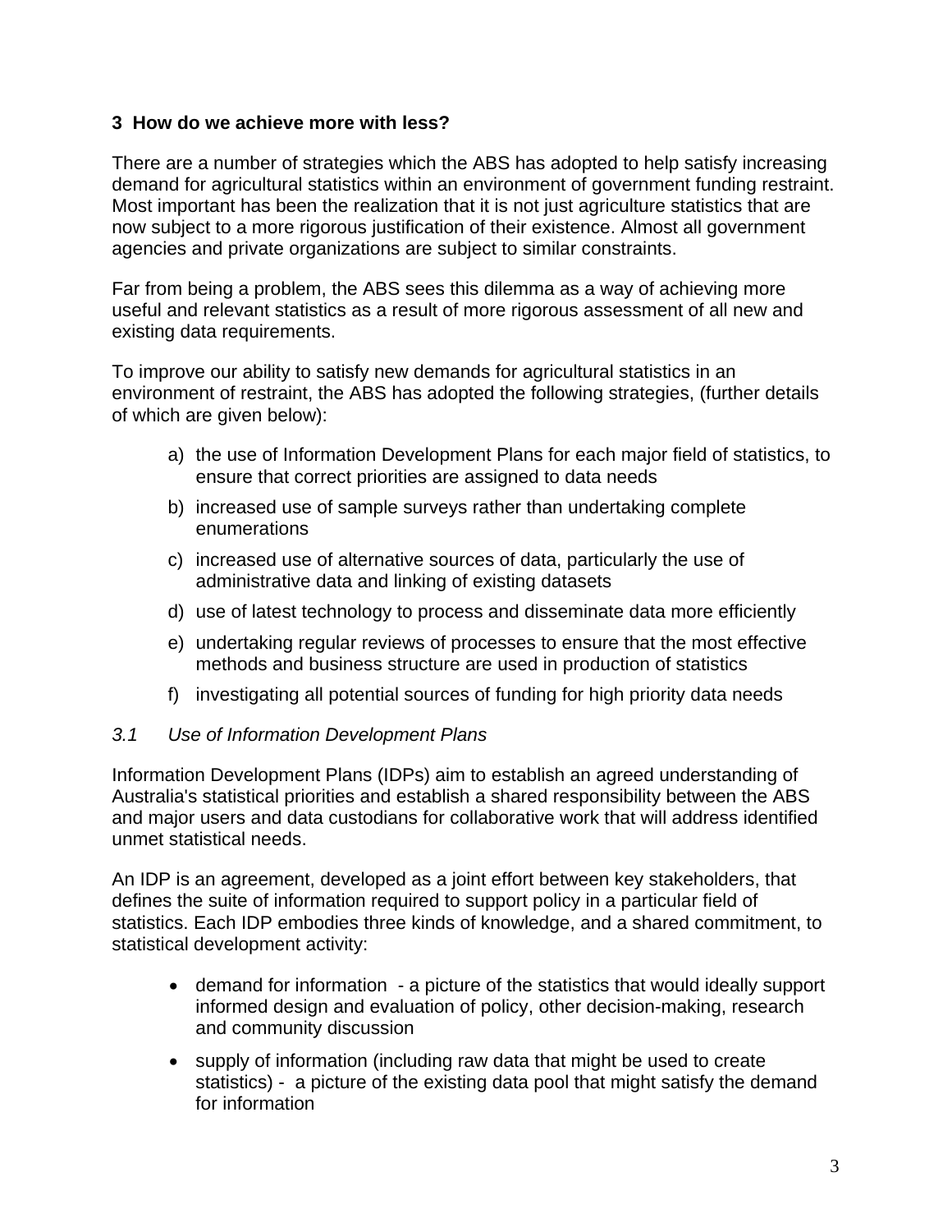## 3 How do we achieve more with less?

There are a number of strategies which the ABS has adopted to help satisfy increasing demand for agricultural statistics within an environment of government funding restraint. Most important has been the realization that it is not just agriculture statistics that are now subject to a more rigorous justification of their existence. Almost all government agencies and private organizations are subject to similar constraints.

Far from being a problem, the ABS sees this dilemma as a way of achieving more useful and relevant statistics as a result of more rigorous assessment of all new and existing data requirements.

To improve our ability to satisfy new demands for agricultural statistics in an environment of restraint, the ABS has adopted the following strategies, (further details of which are given below):

a) the use of Information Development Plans for each major field of statistics, to ensure that correct priorities are assigned to data needs
b) increased use of sample surveys rather than undertaking complete enumerations
c) increased use of alternative sources of data, particularly the use of administrative data and linking of existing datasets
d) use of latest technology to process and disseminate data more efficiently
e) undertaking regular reviews of processes to ensure that the most effective methods and business structure are used in production of statistics
f) investigating all potential sources of funding for high priority data needs

### *3.1 Use of Information Development Plans*

Information Development Plans (IDPs) aim to establish an agreed understanding of Australia's statistical priorities and establish a shared responsibility between the ABS and major users and data custodians for collaborative work that will address identified unmet statistical needs.

An IDP is an agreement, developed as a joint effort between key stakeholders, that defines the suite of information required to support policy in a particular field of statistics. Each IDP embodies three kinds of knowledge, and a shared commitment, to statistical development activity:

- demand for information - a picture of the statistics that would ideally support informed design and evaluation of policy, other decision-making, research and community discussion
- supply of information (including raw data that might be used to create statistics) - a picture of the existing data pool that might satisfy the demand for information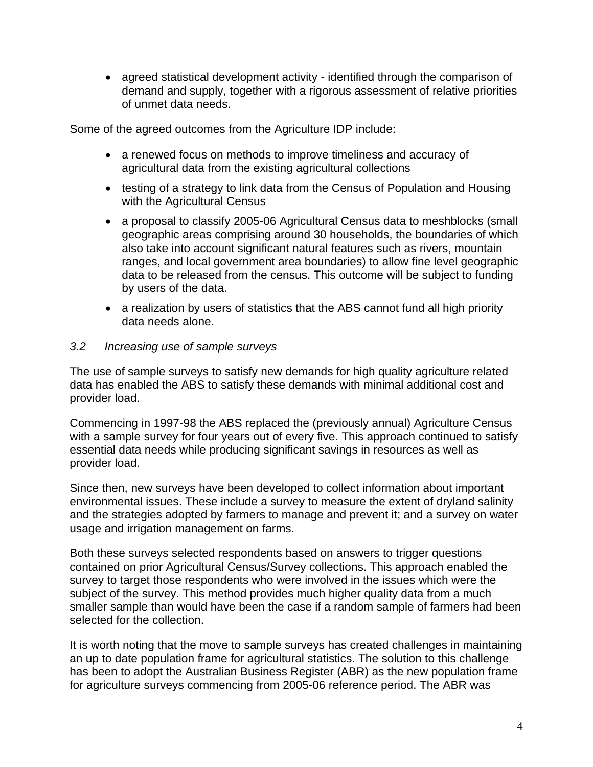- agreed statistical development activity - identified through the comparison of demand and supply, together with a rigorous assessment of relative priorities of unmet data needs.

Some of the agreed outcomes from the Agriculture IDP include:

- a renewed focus on methods to improve timeliness and accuracy of agricultural data from the existing agricultural collections
- testing of a strategy to link data from the Census of Population and Housing with the Agricultural Census
- a proposal to classify 2005-06 Agricultural Census data to meshblocks (small geographic areas comprising around 30 households, the boundaries of which also take into account significant natural features such as rivers, mountain ranges, and local government area boundaries) to allow fine level geographic data to be released from the census. This outcome will be subject to funding by users of the data.
- a realization by users of statistics that the ABS cannot fund all high priority data needs alone.

### *3.2 Increasing use of sample surveys*

The use of sample surveys to satisfy new demands for high quality agriculture related data has enabled the ABS to satisfy these demands with minimal additional cost and provider load.

Commencing in 1997-98 the ABS replaced the (previously annual) Agriculture Census with a sample survey for four years out of every five. This approach continued to satisfy essential data needs while producing significant savings in resources as well as provider load.

Since then, new surveys have been developed to collect information about important environmental issues. These include a survey to measure the extent of dryland salinity and the strategies adopted by farmers to manage and prevent it; and a survey on water usage and irrigation management on farms.

Both these surveys selected respondents based on answers to trigger questions contained on prior Agricultural Census/Survey collections. This approach enabled the survey to target those respondents who were involved in the issues which were the subject of the survey. This method provides much higher quality data from a much smaller sample than would have been the case if a random sample of farmers had been selected for the collection.

It is worth noting that the move to sample surveys has created challenges in maintaining an up to date population frame for agricultural statistics. The solution to this challenge has been to adopt the Australian Business Register (ABR) as the new population frame for agriculture surveys commencing from 2005-06 reference period. The ABR was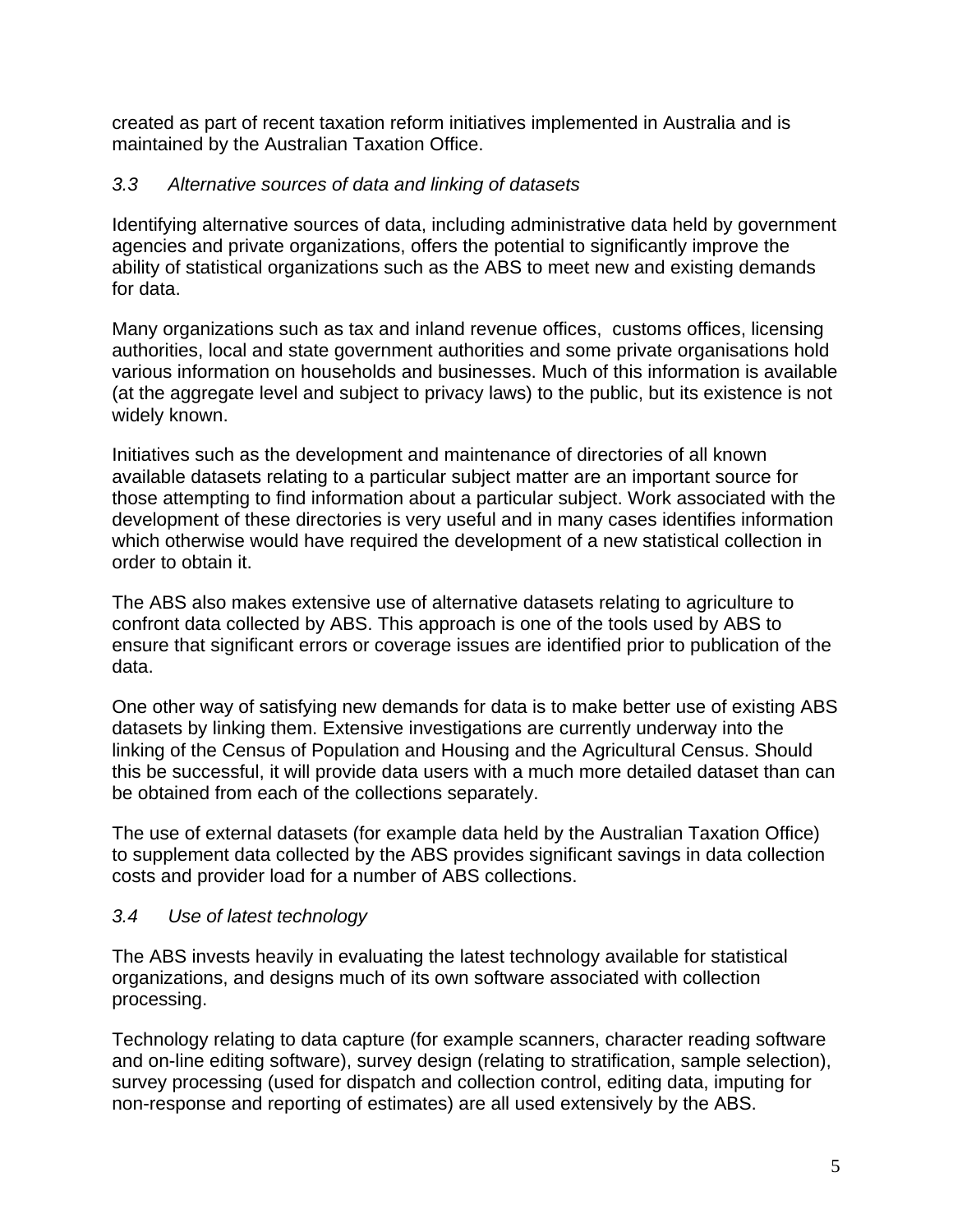created as part of recent taxation reform initiatives implemented in Australia and is maintained by the Australian Taxation Office.

### *3.3 Alternative sources of data and linking of datasets*

Identifying alternative sources of data, including administrative data held by government agencies and private organizations, offers the potential to significantly improve the ability of statistical organizations such as the ABS to meet new and existing demands for data.

Many organizations such as tax and inland revenue offices, customs offices, licensing authorities, local and state government authorities and some private organisations hold various information on households and businesses. Much of this information is available (at the aggregate level and subject to privacy laws) to the public, but its existence is not widely known.

Initiatives such as the development and maintenance of directories of all known available datasets relating to a particular subject matter are an important source for those attempting to find information about a particular subject. Work associated with the development of these directories is very useful and in many cases identifies information which otherwise would have required the development of a new statistical collection in order to obtain it.

The ABS also makes extensive use of alternative datasets relating to agriculture to confront data collected by ABS. This approach is one of the tools used by ABS to ensure that significant errors or coverage issues are identified prior to publication of the data.

One other way of satisfying new demands for data is to make better use of existing ABS datasets by linking them. Extensive investigations are currently underway into the linking of the Census of Population and Housing and the Agricultural Census. Should this be successful, it will provide data users with a much more detailed dataset than can be obtained from each of the collections separately.

The use of external datasets (for example data held by the Australian Taxation Office) to supplement data collected by the ABS provides significant savings in data collection costs and provider load for a number of ABS collections.

### *3.4 Use of latest technology*

The ABS invests heavily in evaluating the latest technology available for statistical organizations, and designs much of its own software associated with collection processing.

Technology relating to data capture (for example scanners, character reading software and on-line editing software), survey design (relating to stratification, sample selection), survey processing (used for dispatch and collection control, editing data, imputing for non-response and reporting of estimates) are all used extensively by the ABS.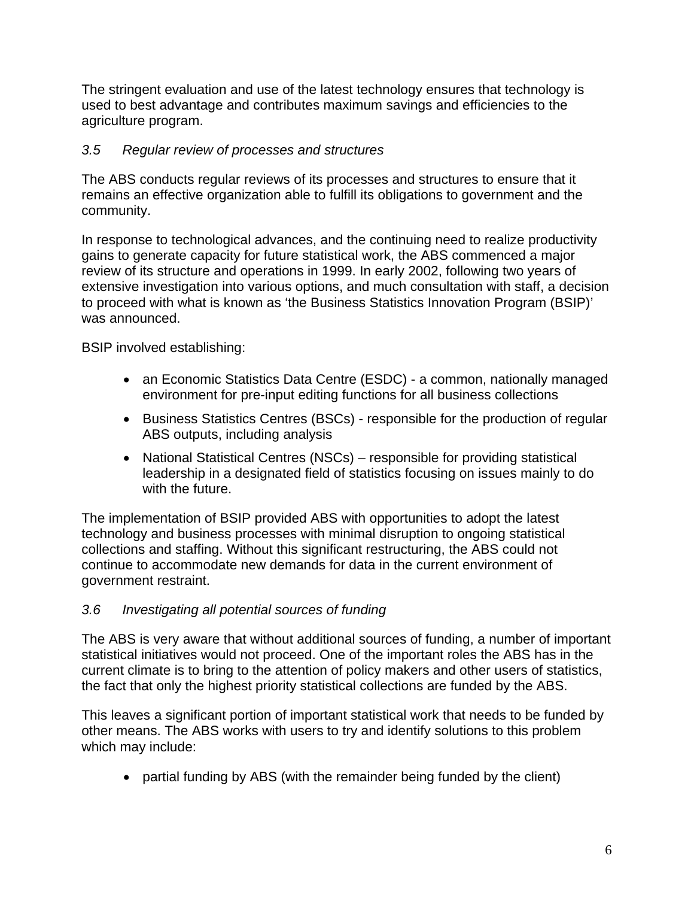The stringent evaluation and use of the latest technology ensures that technology is used to best advantage and contributes maximum savings and efficiencies to the agriculture program.

### *3.5 Regular review of processes and structures*

The ABS conducts regular reviews of its processes and structures to ensure that it remains an effective organization able to fulfill its obligations to government and the community.

In response to technological advances, and the continuing need to realize productivity gains to generate capacity for future statistical work, the ABS commenced a major review of its structure and operations in 1999. In early 2002, following two years of extensive investigation into various options, and much consultation with staff, a decision to proceed with what is known as 'the Business Statistics Innovation Program (BSIP)' was announced.

BSIP involved establishing:

- an Economic Statistics Data Centre (ESDC) - a common, nationally managed environment for pre-input editing functions for all business collections
- Business Statistics Centres (BSCs) - responsible for the production of regular ABS outputs, including analysis
- National Statistical Centres (NSCs) – responsible for providing statistical leadership in a designated field of statistics focusing on issues mainly to do with the future.

The implementation of BSIP provided ABS with opportunities to adopt the latest technology and business processes with minimal disruption to ongoing statistical collections and staffing. Without this significant restructuring, the ABS could not continue to accommodate new demands for data in the current environment of government restraint.

### *3.6 Investigating all potential sources of funding*

The ABS is very aware that without additional sources of funding, a number of important statistical initiatives would not proceed. One of the important roles the ABS has in the current climate is to bring to the attention of policy makers and other users of statistics, the fact that only the highest priority statistical collections are funded by the ABS.

This leaves a significant portion of important statistical work that needs to be funded by other means. The ABS works with users to try and identify solutions to this problem which may include:

- partial funding by ABS (with the remainder being funded by the client)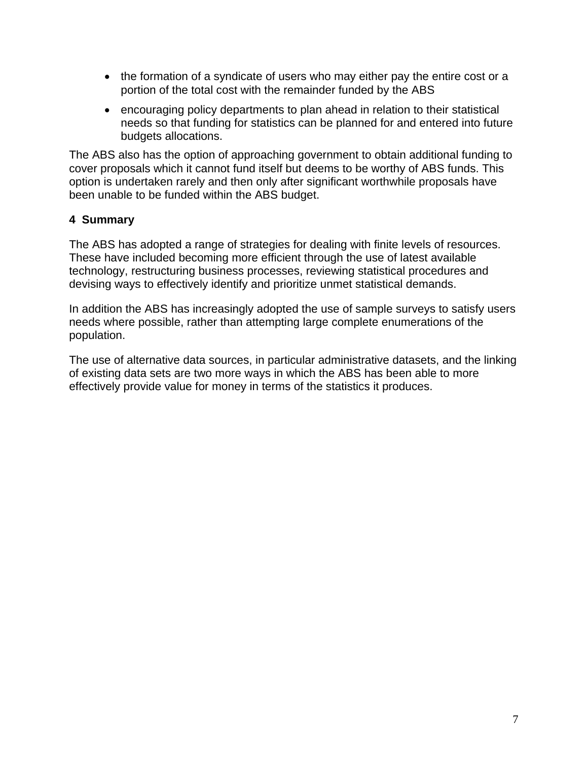- the formation of a syndicate of users who may either pay the entire cost or a portion of the total cost with the remainder funded by the ABS
- encouraging policy departments to plan ahead in relation to their statistical needs so that funding for statistics can be planned for and entered into future budgets allocations.

The ABS also has the option of approaching government to obtain additional funding to cover proposals which it cannot fund itself but deems to be worthy of ABS funds. This option is undertaken rarely and then only after significant worthwhile proposals have been unable to be funded within the ABS budget.

## 4 Summary

The ABS has adopted a range of strategies for dealing with finite levels of resources. These have included becoming more efficient through the use of latest available technology, restructuring business processes, reviewing statistical procedures and devising ways to effectively identify and prioritize unmet statistical demands.

In addition the ABS has increasingly adopted the use of sample surveys to satisfy users needs where possible, rather than attempting large complete enumerations of the population.

The use of alternative data sources, in particular administrative datasets, and the linking of existing data sets are two more ways in which the ABS has been able to more effectively provide value for money in terms of the statistics it produces.